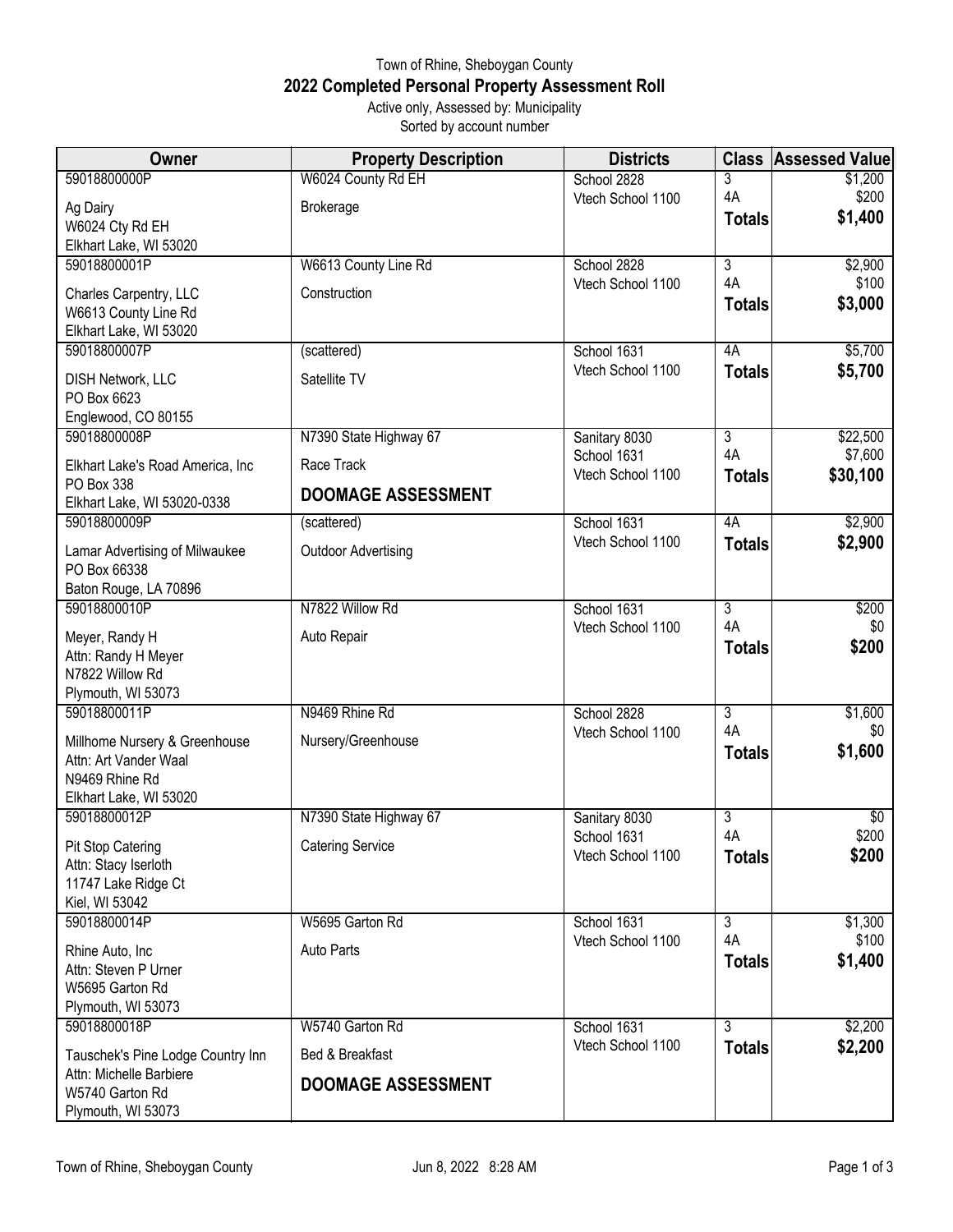Town of Rhine, Sheboygan County

# 2022 Completed Personal Property Assessment Roll

Active only, Assessed by: Municipality
Sorted by account number

| Owner | Property Description | Districts | Class | Assessed Value |
|---|---|---|---|---|
| 59018800000P<br>Ag Dairy<br>W6024 Cty Rd EH<br>Elkhart Lake, WI 53020 | W6024 County Rd EH<br>Brokerage | School 2828<br>Vtech School 1100 | 3<br>4A<br>**Totals** | $1,200<br>$200<br>**$1,400** |
| 59018800001P<br>Charles Carpentry, LLC<br>W6613 County Line Rd<br>Elkhart Lake, WI 53020 | W6613 County Line Rd<br>Construction | School 2828<br>Vtech School 1100 | 3<br>4A<br>**Totals** | $2,900<br>$100<br>**$3,000** |
| 59018800007P<br>DISH Network, LLC<br>PO Box 6623<br>Englewood, CO 80155 | (scattered)<br>Satellite TV | School 1631<br>Vtech School 1100 | 4A<br>**Totals** | $5,700<br>**$5,700** |
| 59018800008P<br>Elkhart Lake's Road America, Inc<br>PO Box 338<br>Elkhart Lake, WI 53020-0338 | N7390 State Highway 67<br>Race Track<br>**DOOMAGE ASSESSMENT** | Sanitary 8030<br>School 1631<br>Vtech School 1100 | 3<br>4A<br>**Totals** | $22,500<br>$7,600<br>**$30,100** |
| 59018800009P<br>Lamar Advertising of Milwaukee<br>PO Box 66338<br>Baton Rouge, LA 70896 | (scattered)<br>Outdoor Advertising | School 1631<br>Vtech School 1100 | 4A<br>**Totals** | $2,900<br>**$2,900** |
| 59018800010P<br>Meyer, Randy H<br>Attn: Randy H Meyer<br>N7822 Willow Rd<br>Plymouth, WI 53073 | N7822 Willow Rd<br>Auto Repair | School 1631<br>Vtech School 1100 | 3<br>4A<br>**Totals** | $200<br>$0<br>**$200** |
| 59018800011P<br>Millhome Nursery & Greenhouse<br>Attn: Art Vander Waal<br>N9469 Rhine Rd<br>Elkhart Lake, WI 53020 | N9469 Rhine Rd<br>Nursery/Greenhouse | School 2828<br>Vtech School 1100 | 3<br>4A<br>**Totals** | $1,600<br>$0<br>**$1,600** |
| 59018800012P<br>Pit Stop Catering<br>Attn: Stacy Iserloth<br>11747 Lake Ridge Ct<br>Kiel, WI 53042 | N7390 State Highway 67<br>Catering Service | Sanitary 8030<br>School 1631<br>Vtech School 1100 | 3<br>4A<br>**Totals** | $0<br>$200<br>**$200** |
| 59018800014P<br>Rhine Auto, Inc<br>Attn: Steven P Urner<br>W5695 Garton Rd<br>Plymouth, WI 53073 | W5695 Garton Rd<br>Auto Parts | School 1631<br>Vtech School 1100 | 3<br>4A<br>**Totals** | $1,300<br>$100<br>**$1,400** |
| 59018800018P<br>Tauschek's Pine Lodge Country Inn<br>Attn: Michelle Barbiere<br>W5740 Garton Rd<br>Plymouth, WI 53073 | W5740 Garton Rd<br>Bed & Breakfast<br>**DOOMAGE ASSESSMENT** | School 1631<br>Vtech School 1100 | 3<br>**Totals** | $2,200<br>**$2,200** |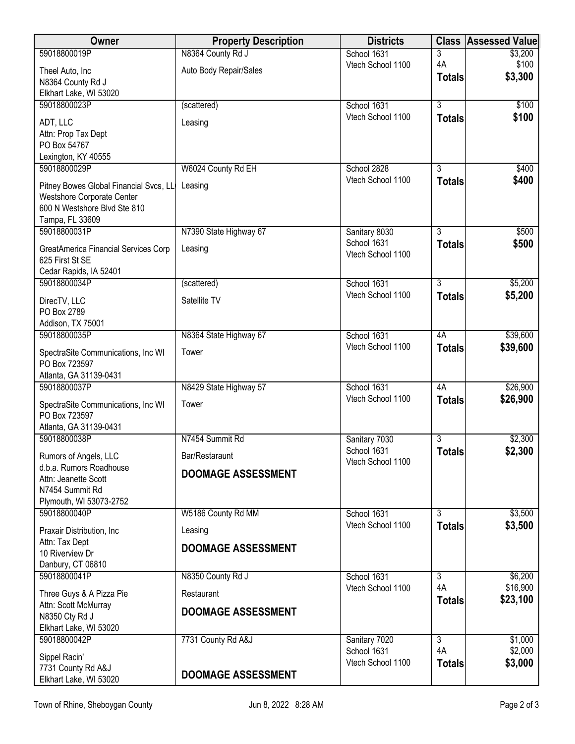| Owner | Property Description | Districts | Class | Assessed Value |
|---|---|---|---|---|
| 59018800019P<br>Theel Auto, Inc<br>N8364 County Rd J<br>Elkhart Lake, WI 53020 | N8364 County Rd J<br>Auto Body Repair/Sales | School 1631<br>Vtech School 1100 | 3<br>4A<br>**Totals** | $3,200<br>$100<br>**$3,300** |
| 59018800023P<br>ADT, LLC<br>Attn: Prop Tax Dept<br>PO Box 54767<br>Lexington, KY 40555 | (scattered)<br>Leasing | School 1631<br>Vtech School 1100 | 3<br>**Totals** | $100<br>**$100** |
| 59018800029P<br>Pitney Bowes Global Financial Svcs, LL<br>Westshore Corporate Center<br>600 N Westshore Blvd Ste 810<br>Tampa, FL 33609 | W6024 County Rd EH<br>Leasing | School 2828<br>Vtech School 1100 | 3<br>**Totals** | $400<br>**$400** |
| 59018800031P<br>GreatAmerica Financial Services Corp<br>625 First St SE<br>Cedar Rapids, IA 52401 | N7390 State Highway 67<br>Leasing | Sanitary 8030<br>School 1631<br>Vtech School 1100 | 3<br>**Totals** | $500<br>**$500** |
| 59018800034P<br>DirecTV, LLC<br>PO Box 2789<br>Addison, TX 75001 | (scattered)<br>Satellite TV | School 1631<br>Vtech School 1100 | 3<br>**Totals** | $5,200<br>**$5,200** |
| 59018800035P<br>SpectraSite Communications, Inc WI<br>PO Box 723597<br>Atlanta, GA 31139-0431 | N8364 State Highway 67<br>Tower | School 1631<br>Vtech School 1100 | 4A<br>**Totals** | $39,600<br>**$39,600** |
| 59018800037P<br>SpectraSite Communications, Inc WI<br>PO Box 723597<br>Atlanta, GA 31139-0431 | N8429 State Highway 57<br>Tower | School 1631<br>Vtech School 1100 | 4A<br>**Totals** | $26,900<br>**$26,900** |
| 59018800038P<br>Rumors of Angels, LLC<br>d.b.a. Rumors Roadhouse<br>Attn: Jeanette Scott<br>N7454 Summit Rd<br>Plymouth, WI 53073-2752 | N7454 Summit Rd<br>Bar/Restaraunt<br>**DOOMAGE ASSESSMENT** | Sanitary 7030<br>School 1631<br>Vtech School 1100 | 3<br>**Totals** | $2,300<br>**$2,300** |
| 59018800040P<br>Praxair Distribution, Inc<br>Attn: Tax Dept<br>10 Riverview Dr<br>Danbury, CT 06810 | W5186 County Rd MM<br>Leasing<br>**DOOMAGE ASSESSMENT** | School 1631<br>Vtech School 1100 | 3<br>**Totals** | $3,500<br>**$3,500** |
| 59018800041P<br>Three Guys & A Pizza Pie<br>Attn: Scott McMurray<br>N8350 Cty Rd J<br>Elkhart Lake, WI 53020 | N8350 County Rd J<br>Restaurant<br>**DOOMAGE ASSESSMENT** | School 1631<br>Vtech School 1100 | 3<br>4A<br>**Totals** | $6,200<br>$16,900<br>**$23,100** |
| 59018800042P<br>Sippel Racin'<br>7731 County Rd A&J<br>Elkhart Lake, WI 53020 | 7731 County Rd A&J<br>**DOOMAGE ASSESSMENT** | Sanitary 7020<br>School 1631<br>Vtech School 1100 | 3<br>4A<br>**Totals** | $1,000<br>$2,000<br>**$3,000** |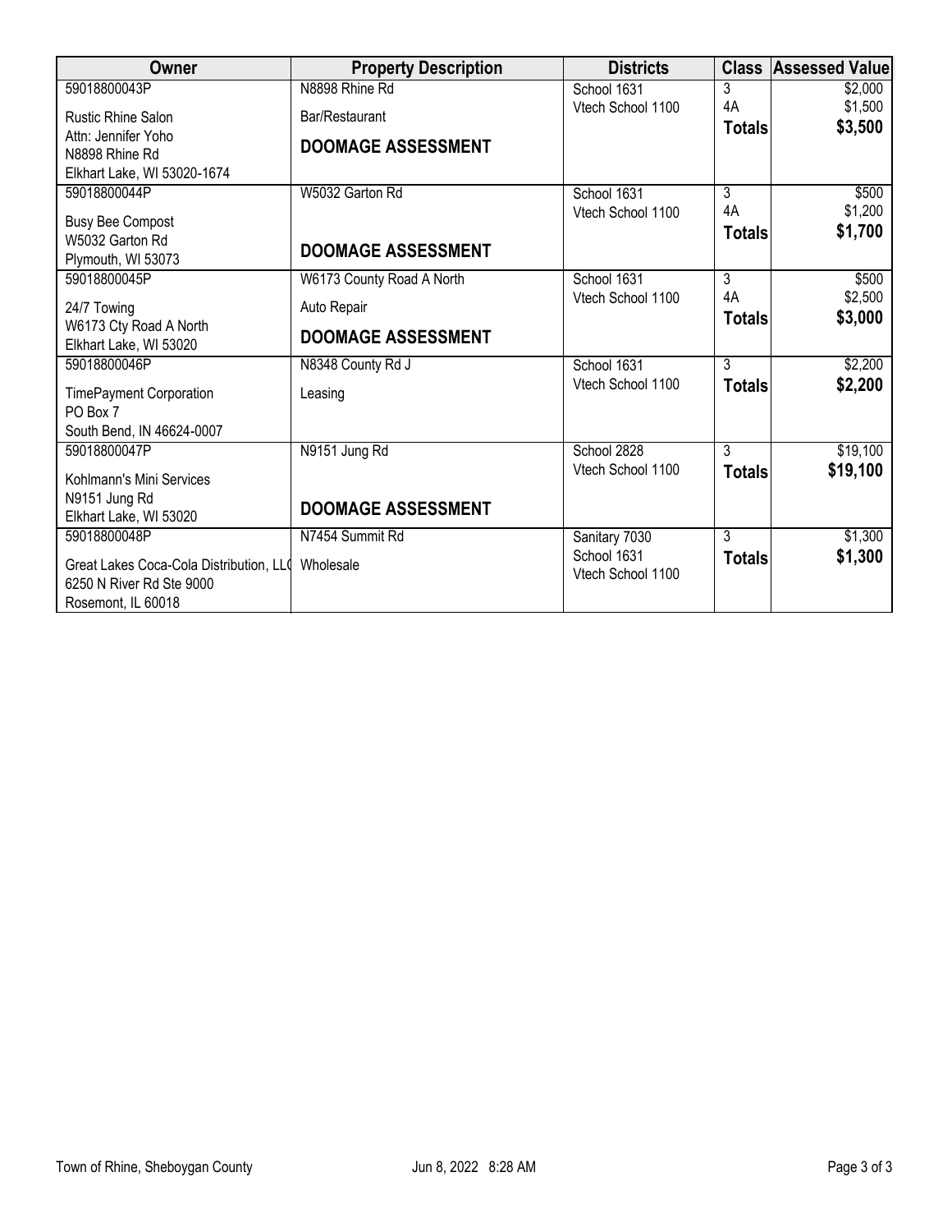| Owner | Property Description | Districts | Class | Assessed Value |
|---|---|---|---|---|
| 59018800043P<br>Rustic Rhine Salon<br>Attn: Jennifer Yoho<br>N8898 Rhine Rd<br>Elkhart Lake, WI 53020-1674 | N8898 Rhine Rd<br>Bar/Restaurant<br>**DOOMAGE ASSESSMENT** | School 1631<br>Vtech School 1100 | 3<br>4A<br>**Totals** | \$2,000<br>\$1,500<br>**\$3,500** |
| 59018800044P<br>Busy Bee Compost<br>W5032 Garton Rd<br>Plymouth, WI 53073 | W5032 Garton Rd<br>**DOOMAGE ASSESSMENT** | School 1631<br>Vtech School 1100 | 3<br>4A<br>**Totals** | \$500<br>\$1,200<br>**\$1,700** |
| 59018800045P<br>24/7 Towing<br>W6173 Cty Road A North<br>Elkhart Lake, WI 53020 | W6173 County Road A North<br>Auto Repair<br>**DOOMAGE ASSESSMENT** | School 1631<br>Vtech School 1100 | 3<br>4A<br>**Totals** | \$500<br>\$2,500<br>**\$3,000** |
| 59018800046P<br>TimePayment Corporation<br>PO Box 7<br>South Bend, IN 46624-0007 | N8348 County Rd J<br>Leasing | School 1631<br>Vtech School 1100 | 3<br>**Totals** | \$2,200<br>**\$2,200** |
| 59018800047P<br>Kohlmann's Mini Services<br>N9151 Jung Rd<br>Elkhart Lake, WI 53020 | N9151 Jung Rd<br>**DOOMAGE ASSESSMENT** | School 2828<br>Vtech School 1100 | 3<br>**Totals** | \$19,100<br>**\$19,100** |
| 59018800048P<br>Great Lakes Coca-Cola Distribution, LLC<br>6250 N River Rd Ste 9000<br>Rosemont, IL 60018 | N7454 Summit Rd<br>Wholesale | Sanitary 7030<br>School 1631<br>Vtech School 1100 | 3<br>**Totals** | \$1,300<br>**\$1,300** |

Town of Rhine, Sheboygan County    Jun 8, 2022 8:28 AM